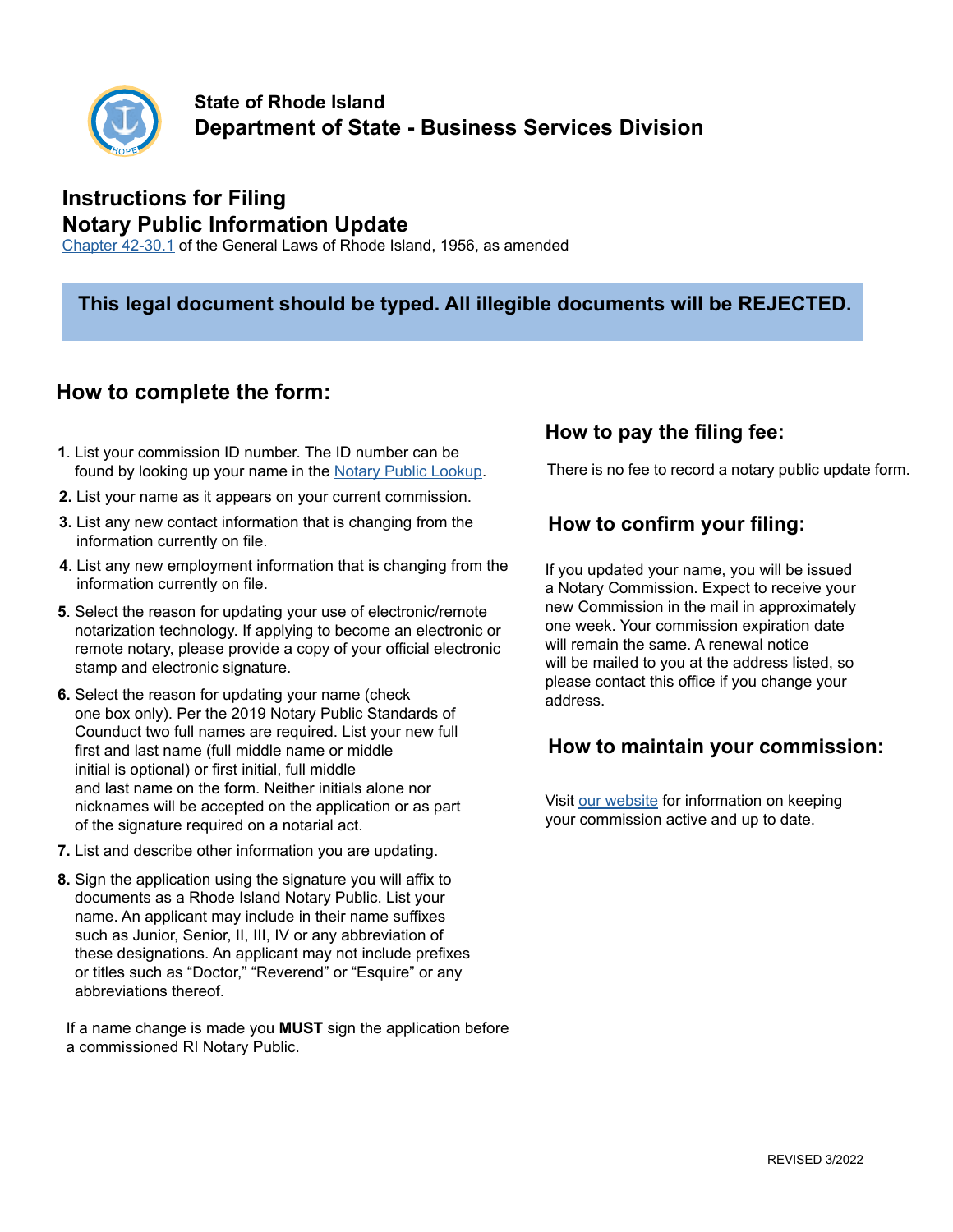**State of Rhode Island**
## Department of State - Business Services Division

# Instructions for Filing
# Notary Public Information Update

[Chapter 42-30.1](Chapter 42-30.1) of the General Laws of Rhode Island, 1956, as amended

**This legal document should be typed. All illegible documents will be REJECTED.**

## How to complete the form:

1. List your commission ID number. The ID number can be found by looking up your name in the Notary Public Lookup.
2. List your name as it appears on your current commission.
3. List any new contact information that is changing from the information currently on file.
4. List any new employment information that is changing from the information currently on file.
5. Select the reason for updating your use of electronic/remote notarization technology. If applying to become an electronic or remote notary, please provide a copy of your official electronic stamp and electronic signature.
6. Select the reason for updating your name (check one box only). Per the 2019 Notary Public Standards of Counduct two full names are required. List your new full first and last name (full middle name or middle initial is optional) or first initial, full middle and last name on the form. Neither initials alone nor nicknames will be accepted on the application or as part of the signature required on a notarial act.
7. List and describe other information you are updating.
8. Sign the application using the signature you will affix to documents as a Rhode Island Notary Public. List your name. An applicant may include in their name suffixes such as Junior, Senior, II, III, IV or any abbreviation of these designations. An applicant may not include prefixes or titles such as "Doctor," "Reverend" or "Esquire" or any abbreviations thereof.

If a name change is made you **MUST** sign the application before a commissioned RI Notary Public.

## How to pay the filing fee:

There is no fee to record a notary public update form.

## How to confirm your filing:

If you updated your name, you will be issued a Notary Commission. Expect to receive your new Commission in the mail in approximately one week. Your commission expiration date will remain the same. A renewal notice will be mailed to you at the address listed, so please contact this office if you change your address.

## How to maintain your commission:

Visit our website for information on keeping your commission active and up to date.

REVISED 3/2022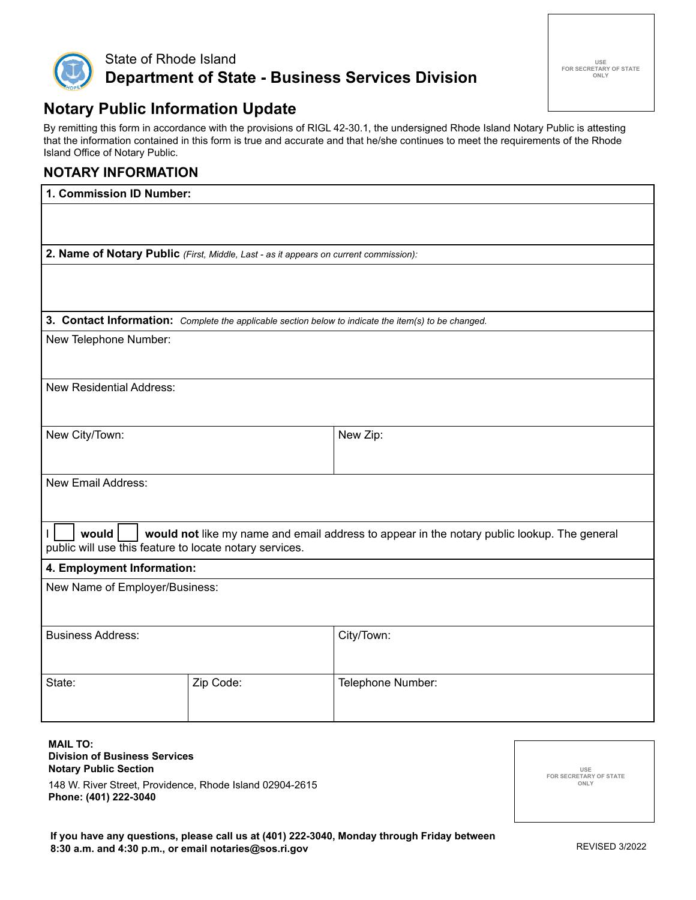State of Rhode Island
**Department of State - Business Services Division**

USE FOR SECRETARY OF STATE ONLY

# Notary Public Information Update

By remitting this form in accordance with the provisions of RIGL 42-30.1, the undersigned Rhode Island Notary Public is attesting that the information contained in this form is true and accurate and that he/she continues to meet the requirements of the Rhode Island Office of Notary Public.

## NOTARY INFORMATION

**1. Commission ID Number:**

**2. Name of Notary Public** *(First, Middle, Last - as it appears on current commission):*

**3. Contact Information:** *Complete the applicable section below to indicate the item(s) to be changed.*

New Telephone Number:

New Residential Address:

| New City/Town: | New Zip: |
|---|---|
| | |

New Email Address:

I ☐ **would** ☐ **would not** like my name and email address to appear in the notary public lookup. The general public will use this feature to locate notary services.

**4. Employment Information:**

New Name of Employer/Business:

| Business Address: | | City/Town: |
|---|---|---|
| **State:** | **Zip Code:** | **Telephone Number:** |
| | | |

**MAIL TO:**
**Division of Business Services**
**Notary Public Section**
148 W. River Street, Providence, Rhode Island 02904-2615
**Phone: (401) 222-3040**

USE FOR SECRETARY OF STATE ONLY

**If you have any questions, please call us at (401) 222-3040, Monday through Friday between 8:30 a.m. and 4:30 p.m., or email notaries@sos.ri.gov**

REVISED 3/2022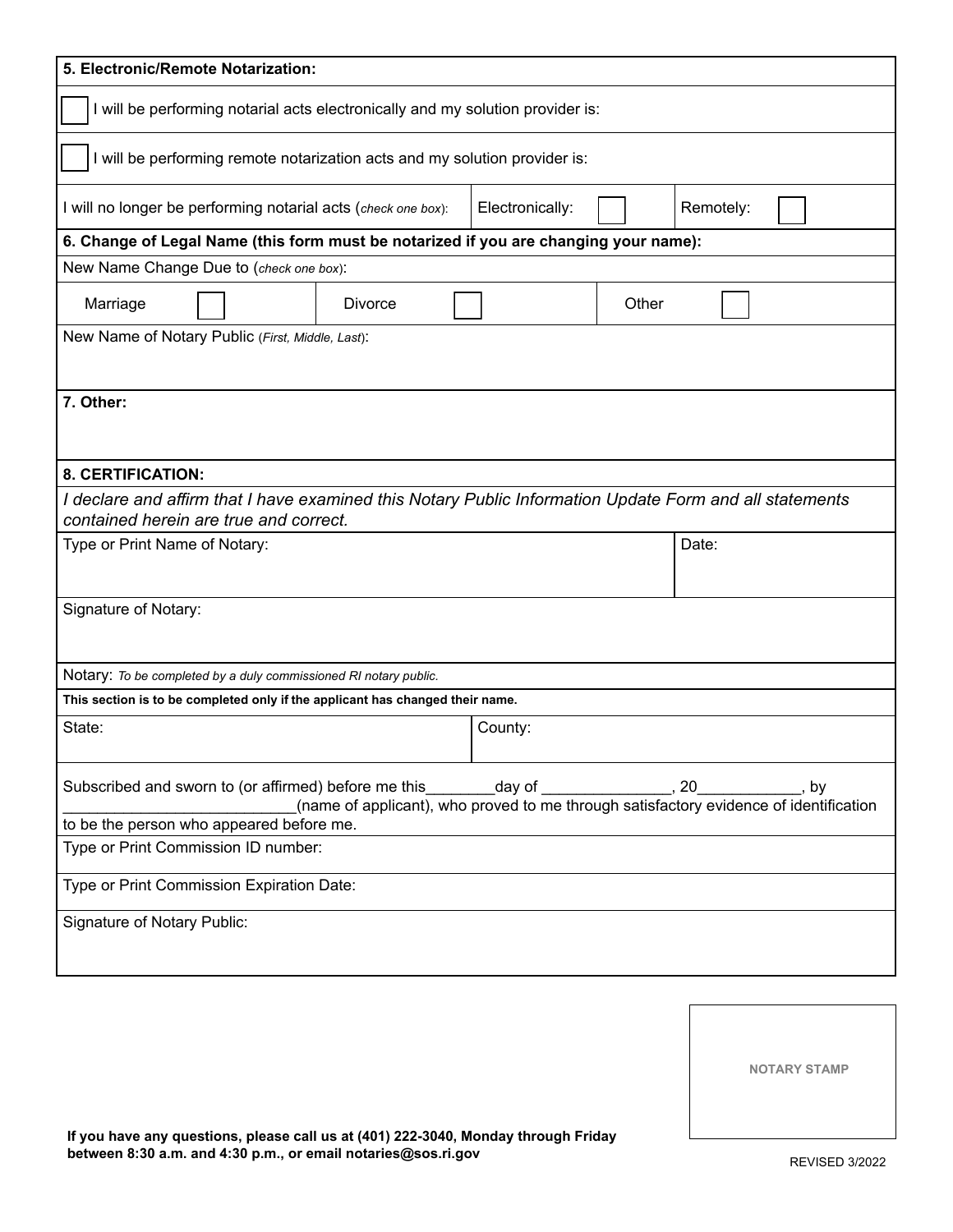**5. Electronic/Remote Notarization:**

☐ I will be performing notarial acts electronically and my solution provider is:

☐ I will be performing remote notarization acts and my solution provider is:

| | | |
|---|---|---|
| I will no longer be performing notarial acts (*check one box*): | Electronically: ☐ | Remotely: ☐ |

**6. Change of Legal Name (this form must be notarized if you are changing your name):**

New Name Change Due to (*check one box*):

| | | |
|---|---|---|
| Marriage ☐ | Divorce ☐ | Other ☐ |

New Name of Notary Public (*First, Middle, Last*):

**7. Other:**

**8. CERTIFICATION:**

*I declare and affirm that I have examined this Notary Public Information Update Form and all statements contained herein are true and correct.*

| | |
|---|---|
| Type or Print Name of Notary: | Date: |

Signature of Notary:

Notary: *To be completed by a duly commissioned RI notary public.*

**This section is to be completed only if the applicant has changed their name.**

| | |
|---|---|
| State: | County: |

Subscribed and sworn to (or affirmed) before me this________day of _______________, 20___________, by ___________________________(name of applicant), who proved to me through satisfactory evidence of identification to be the person who appeared before me.

Type or Print Commission ID number:

Type or Print Commission Expiration Date:

Signature of Notary Public:

NOTARY STAMP

**If you have any questions, please call us at (401) 222-3040, Monday through Friday between 8:30 a.m. and 4:30 p.m., or email notaries@sos.ri.gov**

REVISED 3/2022